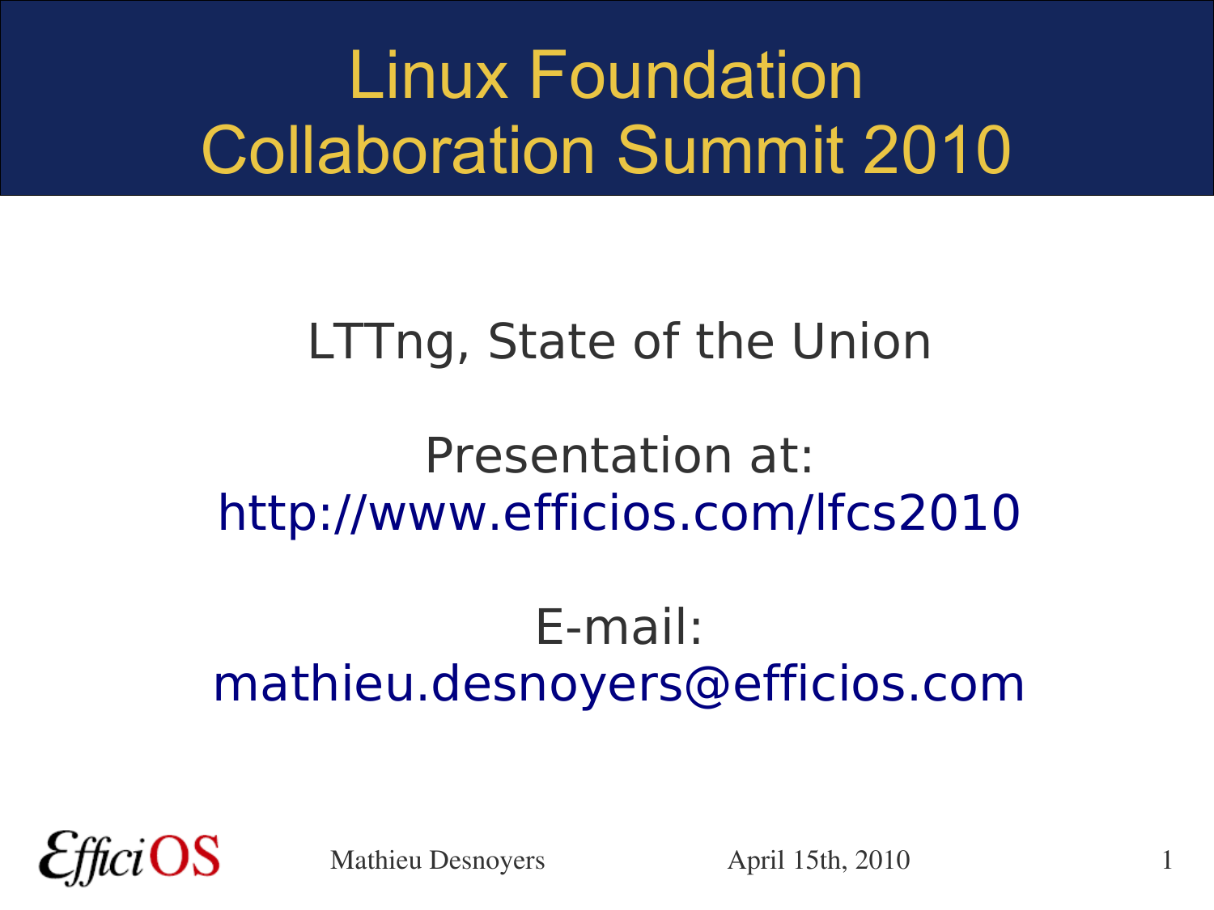# Linux Foundation Collaboration Summit 2010

LTTng, State of the Union

Presentation at:
http://www.efficios.com/lfcs2010

E-mail:
mathieu.desnoyers@efficios.com

EfficiOS

Mathieu Desnoyers

April 15th, 2010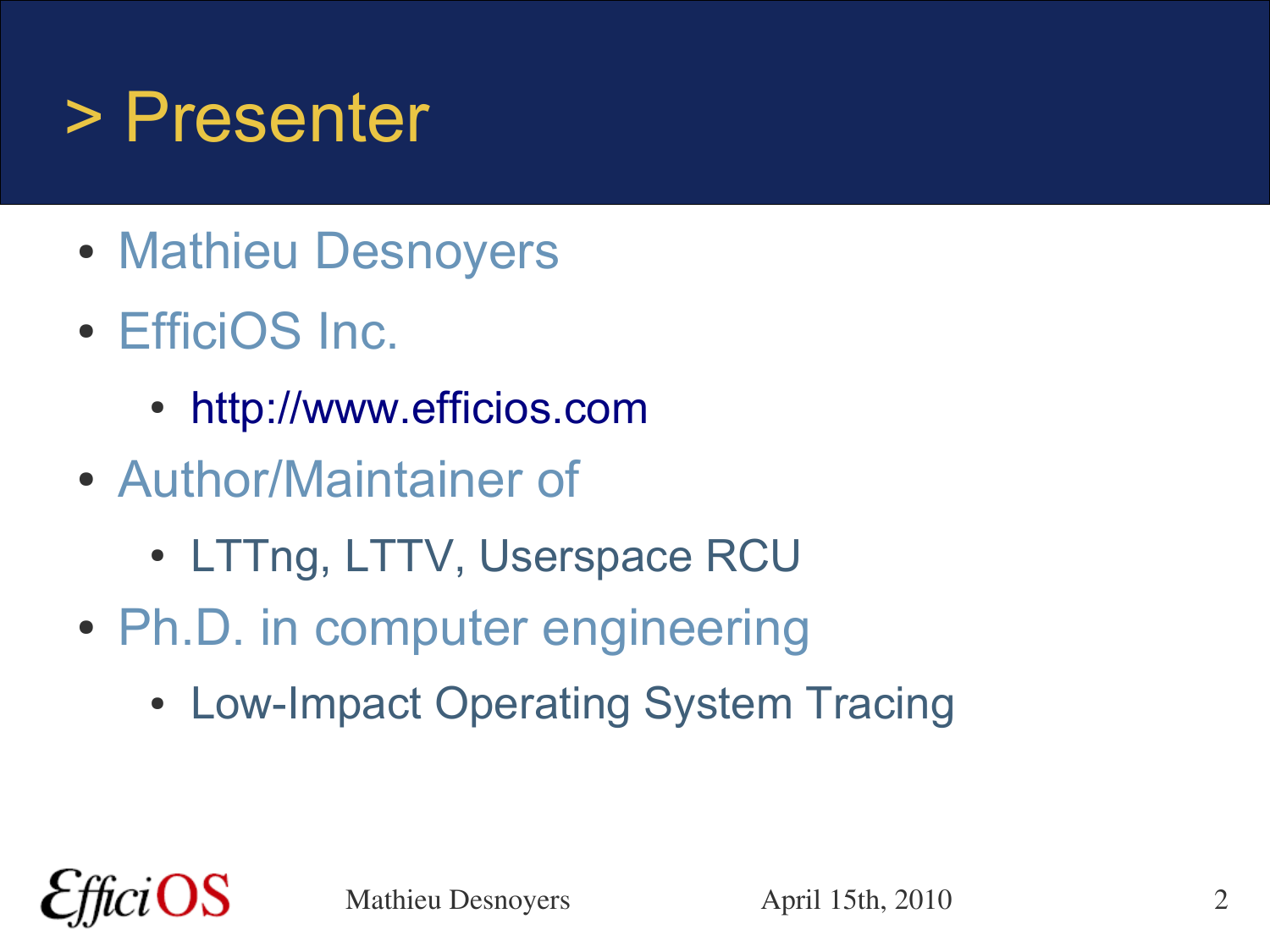# > Presenter

- Mathieu Desnoyers
- EfficiOS Inc.
  - http://www.efficios.com
- Author/Maintainer of
  - LTTng, LTTV, Userspace RCU
- Ph.D. in computer engineering
  - Low-Impact Operating System Tracing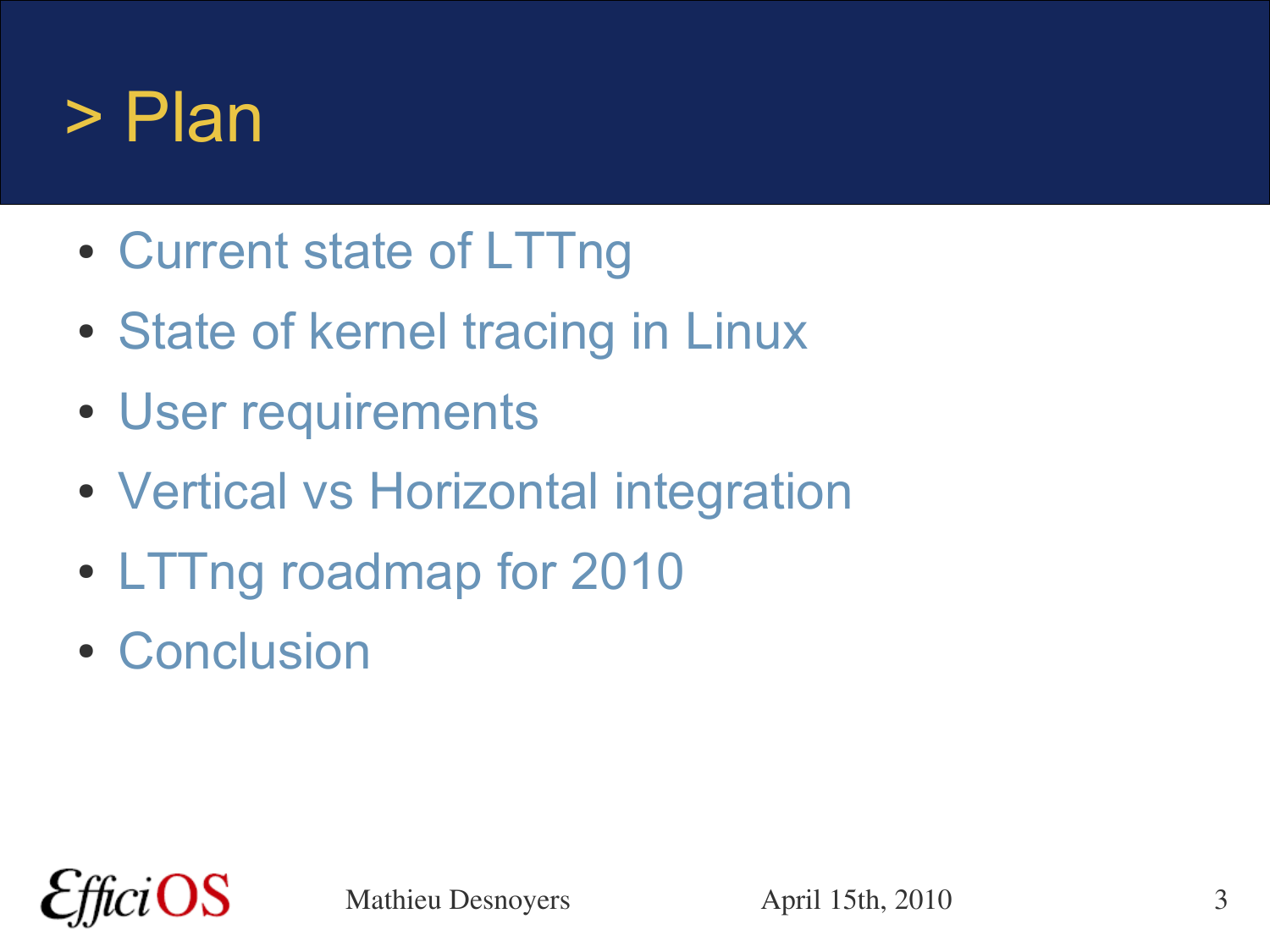# > Plan

- Current state of LTTng
- State of kernel tracing in Linux
- User requirements
- Vertical vs Horizontal integration
- LTTng roadmap for 2010
- Conclusion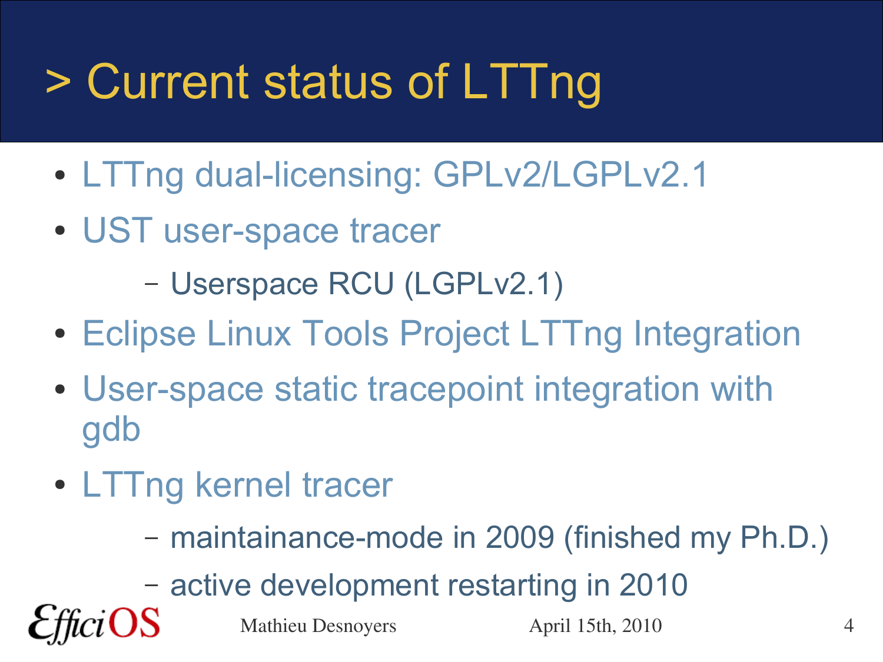# > Current status of LTTng

- LTTng dual-licensing: GPLv2/LGPLv2.1
- UST user-space tracer
  - Userspace RCU (LGPLv2.1)
- Eclipse Linux Tools Project LTTng Integration
- User-space static tracepoint integration with gdb
- LTTng kernel tracer
  - maintainance-mode in 2009 (finished my Ph.D.)
  - active development restarting in 2010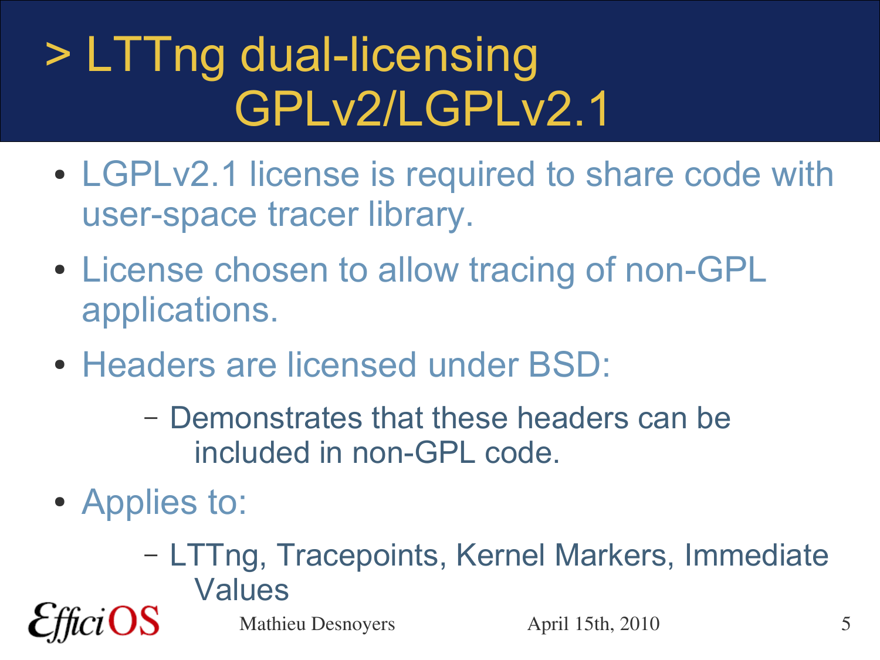# > LTTng dual-licensing GPLv2/LGPLv2.1

- LGPLv2.1 license is required to share code with user-space tracer library.
- License chosen to allow tracing of non-GPL applications.
- Headers are licensed under BSD:
  - Demonstrates that these headers can be included in non-GPL code.
- Applies to:
  - LTTng, Tracepoints, Kernel Markers, Immediate Values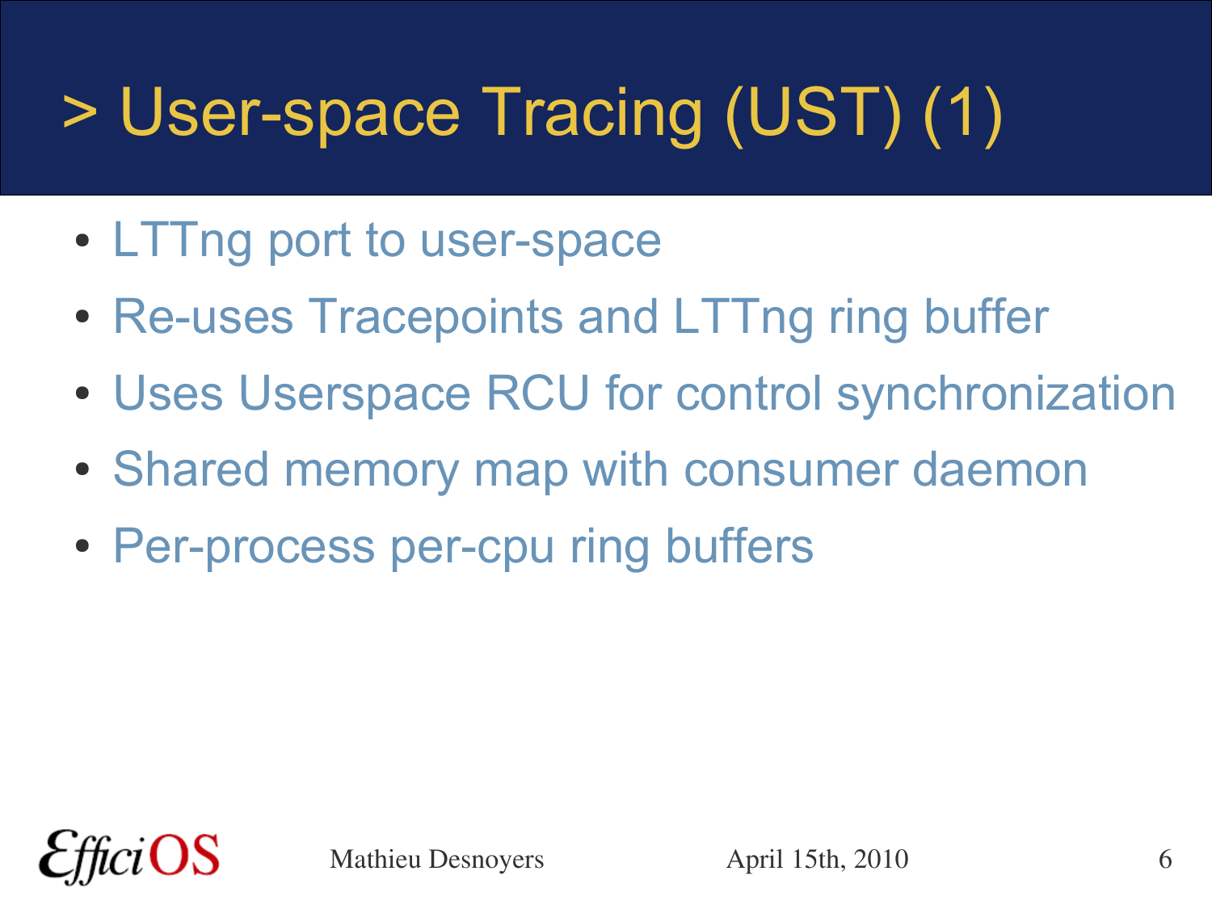# > User-space Tracing (UST) (1)

- LTTng port to user-space
- Re-uses Tracepoints and LTTng ring buffer
- Uses Userspace RCU for control synchronization
- Shared memory map with consumer daemon
- Per-process per-cpu ring buffers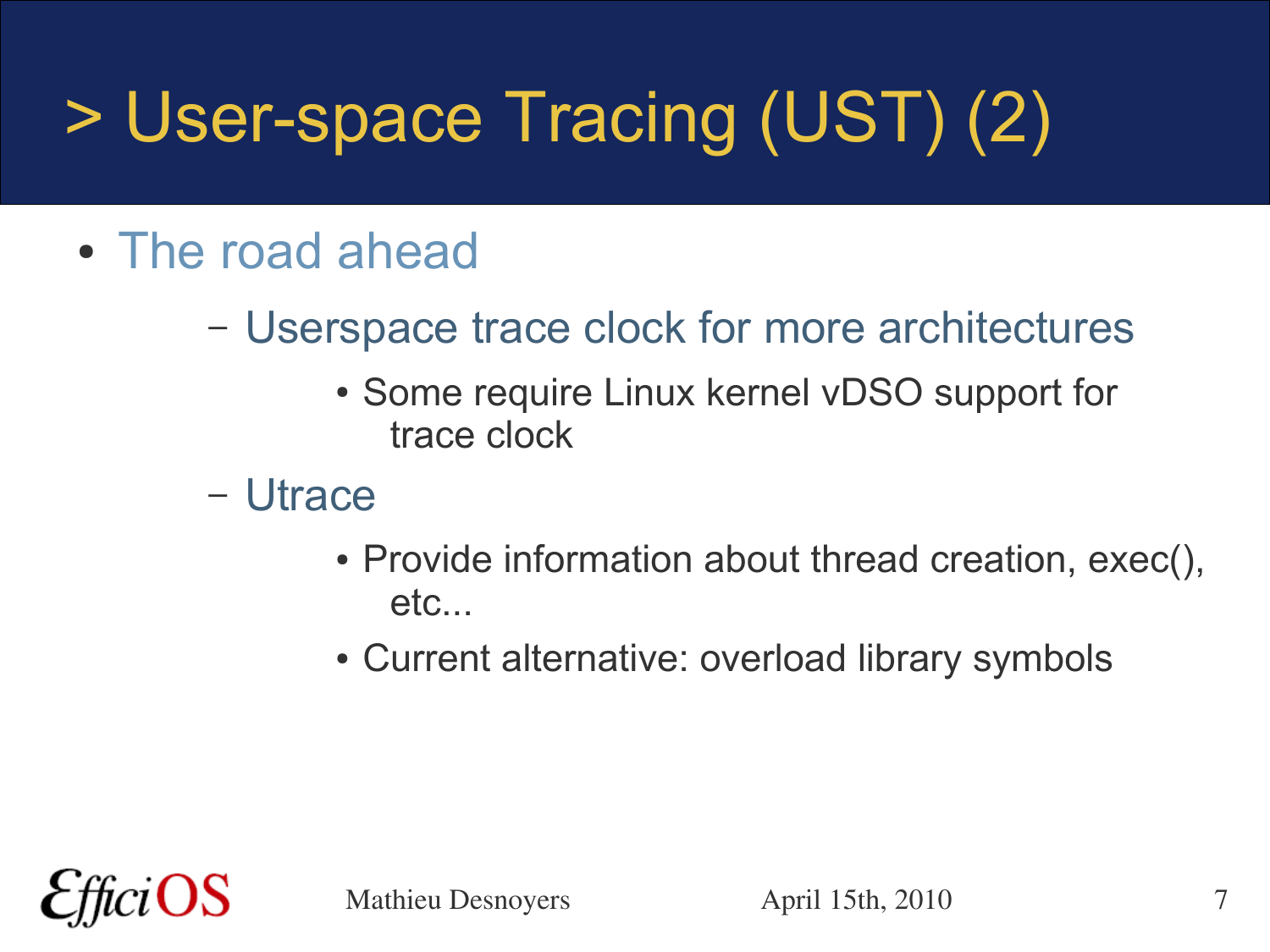# > User-space Tracing (UST) (2)

- The road ahead
  - Userspace trace clock for more architectures
    - Some require Linux kernel vDSO support for trace clock
  - Utrace
    - Provide information about thread creation, exec(), etc...
    - Current alternative: overload library symbols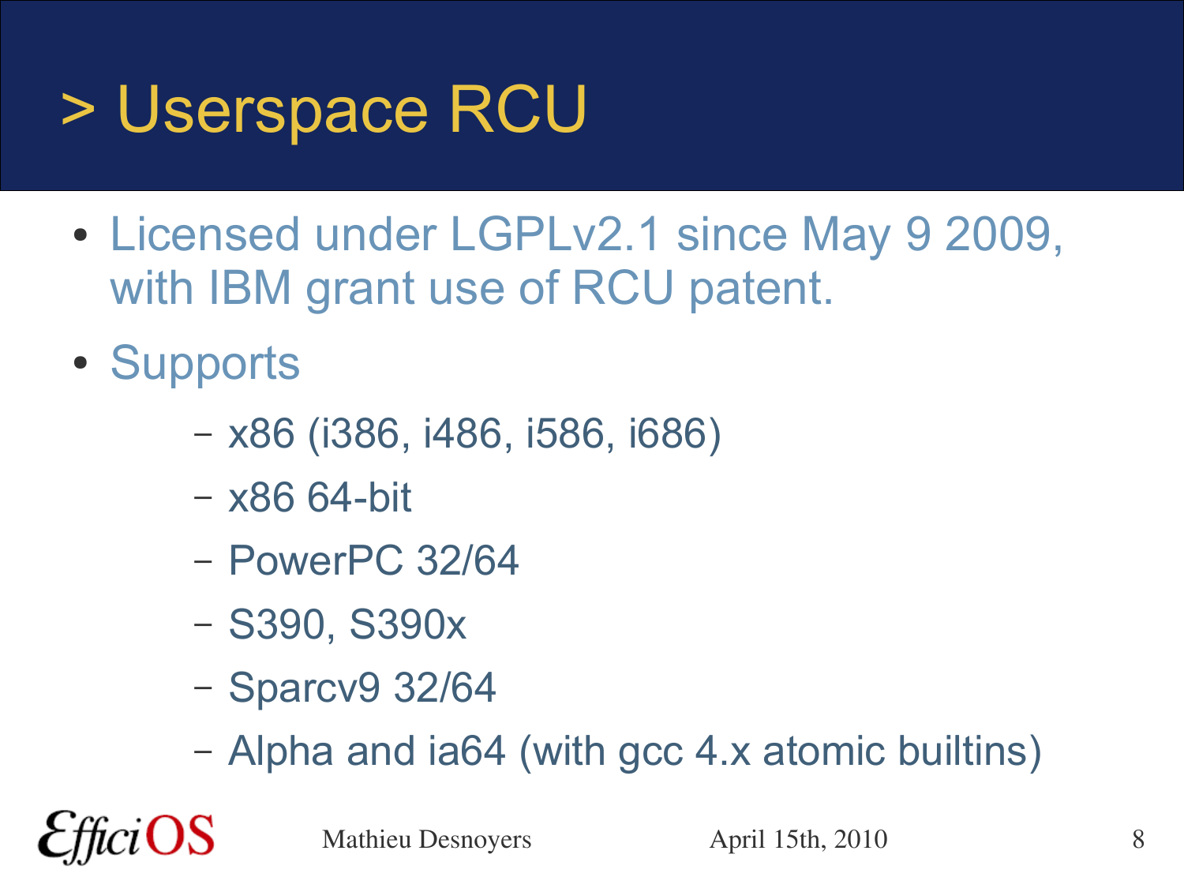# > Userspace RCU

- Licensed under LGPLv2.1 since May 9 2009, with IBM grant use of RCU patent.
- Supports
  - x86 (i386, i486, i586, i686)
  - x86 64-bit
  - PowerPC 32/64
  - S390, S390x
  - Sparcv9 32/64
  - Alpha and ia64 (with gcc 4.x atomic builtins)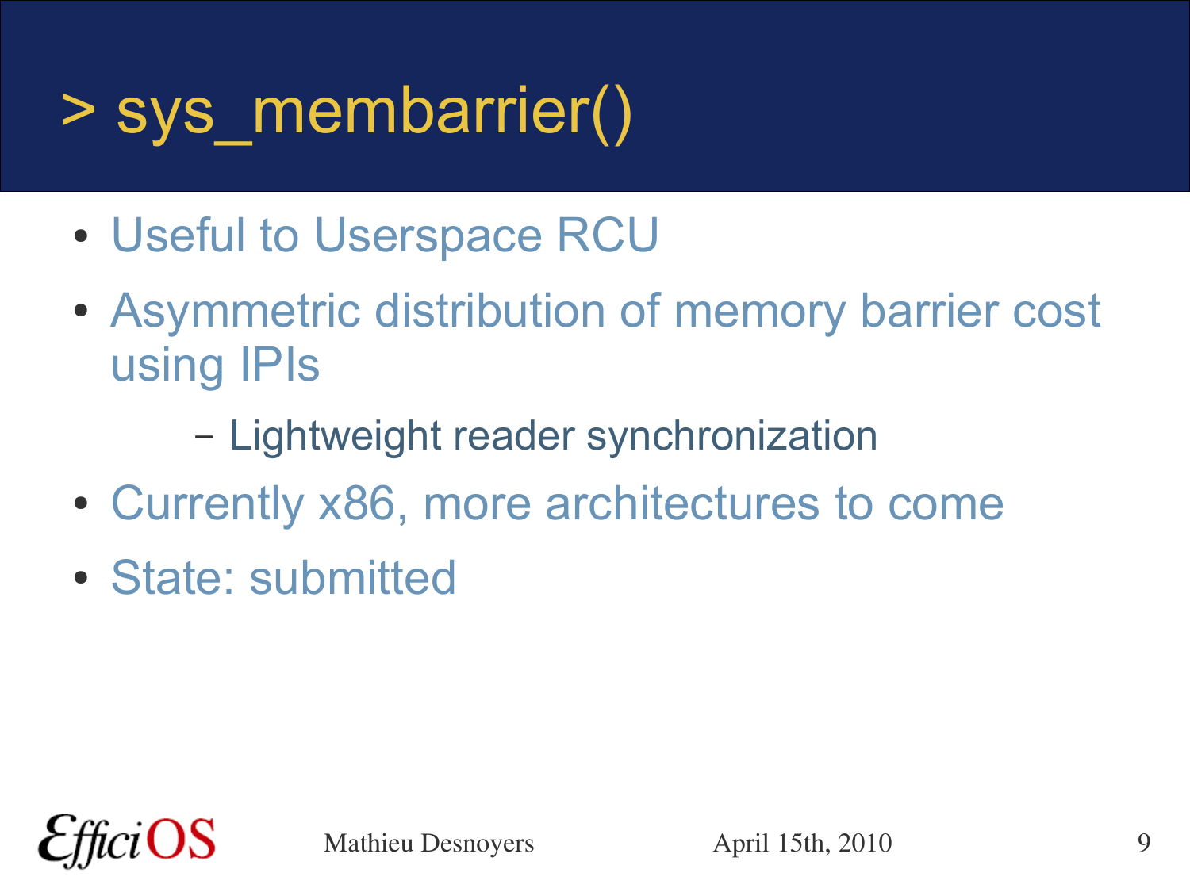# > sys_membarrier()

- Useful to Userspace RCU
- Asymmetric distribution of memory barrier cost using IPIs
  - Lightweight reader synchronization
- Currently x86, more architectures to come
- State: submitted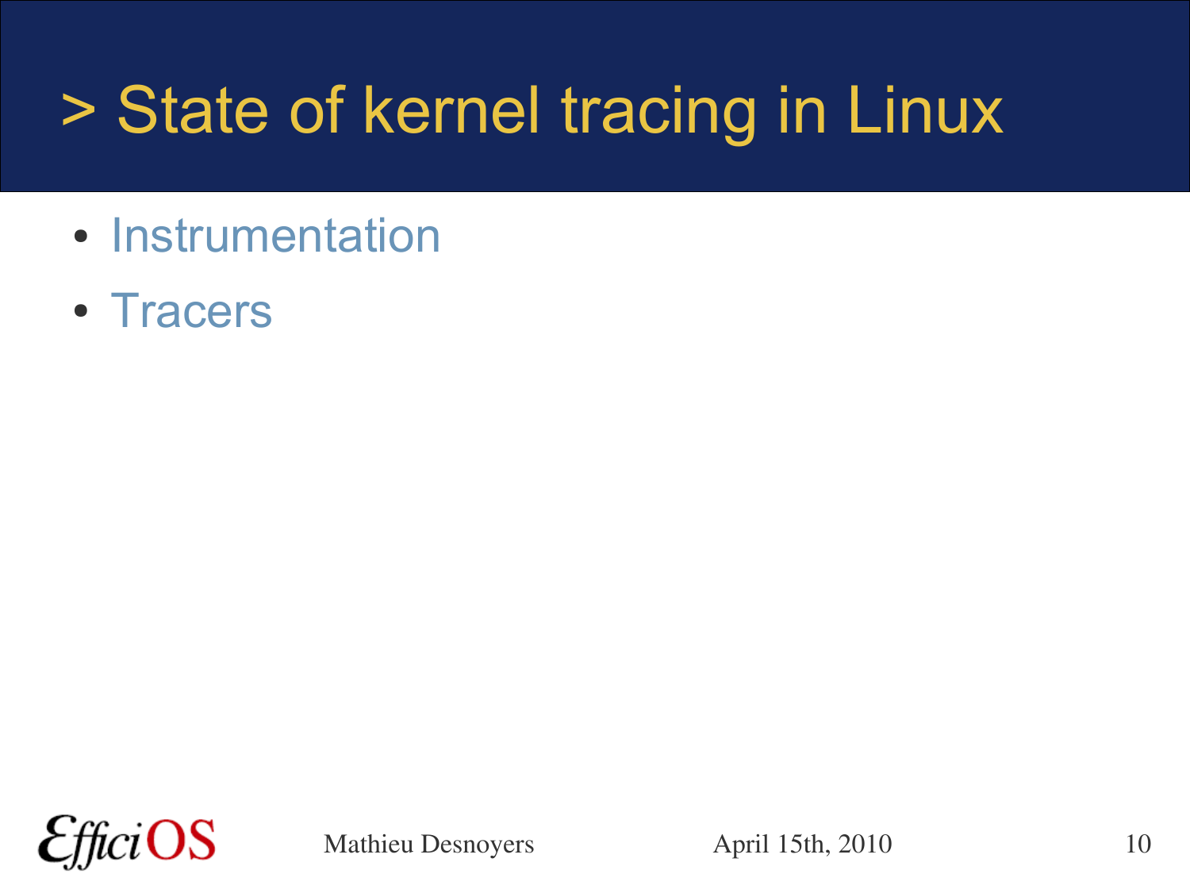# > State of kernel tracing in Linux

- Instrumentation
- Tracers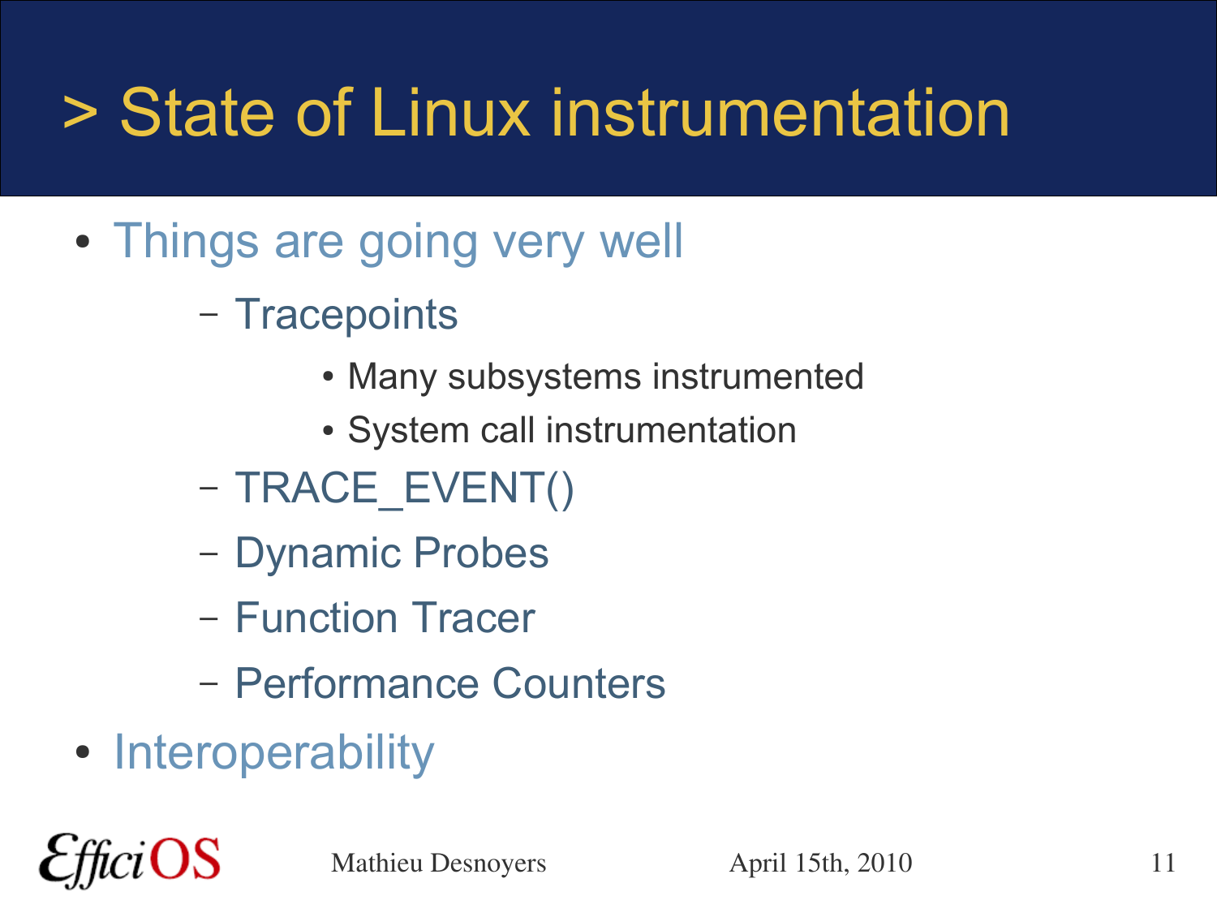# > State of Linux instrumentation

- Things are going very well
  - Tracepoints
    - Many subsystems instrumented
    - System call instrumentation
  - TRACE_EVENT()
  - Dynamic Probes
  - Function Tracer
  - Performance Counters
- Interoperability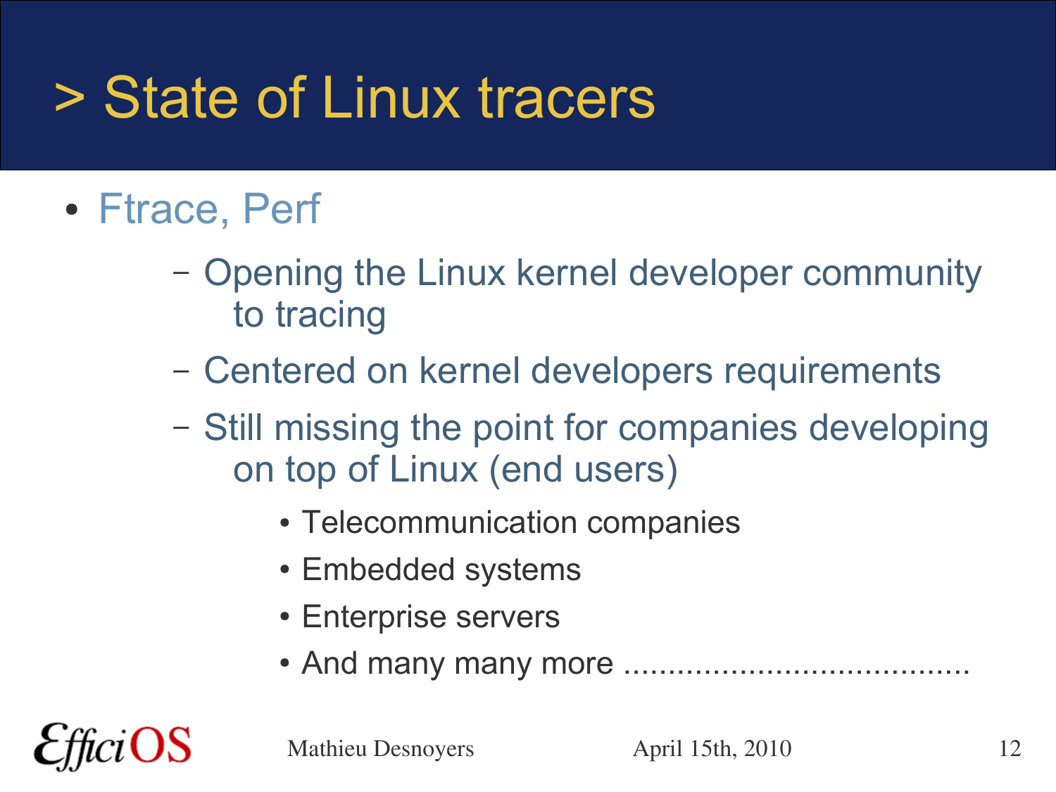# > State of Linux tracers

- Ftrace, Perf
  - Opening the Linux kernel developer community to tracing
  - Centered on kernel developers requirements
  - Still missing the point for companies developing on top of Linux (end users)
    - Telecommunication companies
    - Embedded systems
    - Enterprise servers
    - And many many more .......................................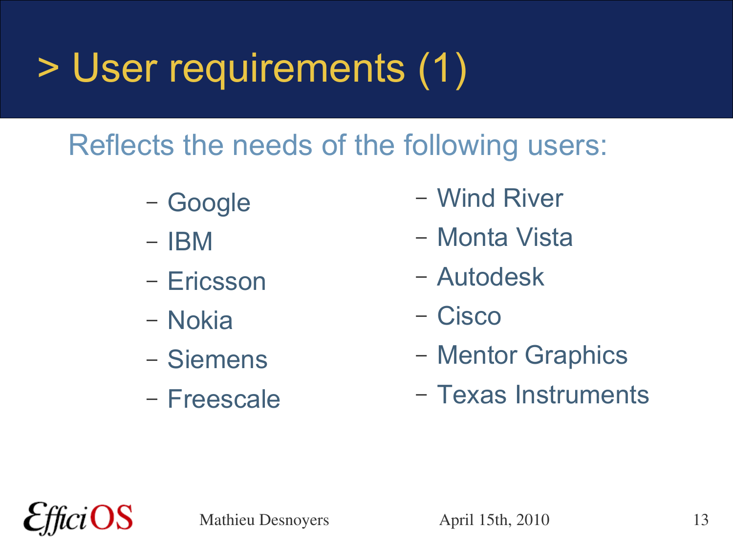# > User requirements (1)

Reflects the needs of the following users:

- Google
- IBM
- Ericsson
- Nokia
- Siemens
- Freescale
- Wind River
- Monta Vista
- Autodesk
- Cisco
- Mentor Graphics
- Texas Instruments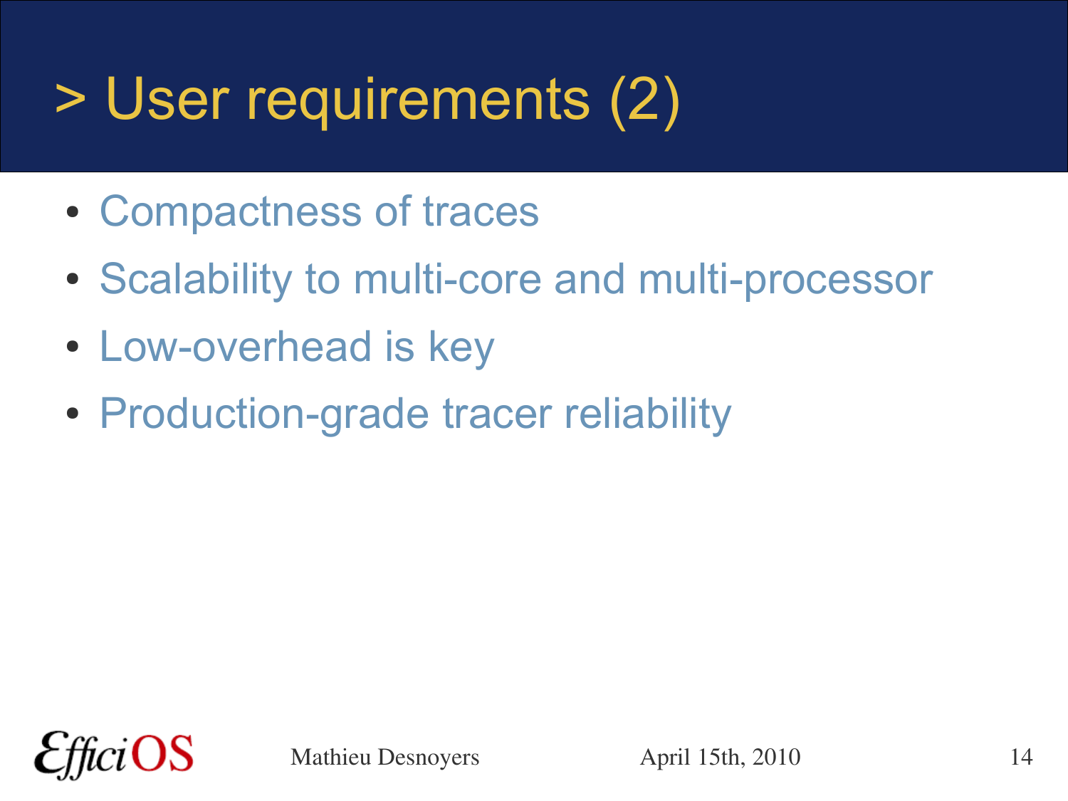# > User requirements (2)

- Compactness of traces
- Scalability to multi-core and multi-processor
- Low-overhead is key
- Production-grade tracer reliability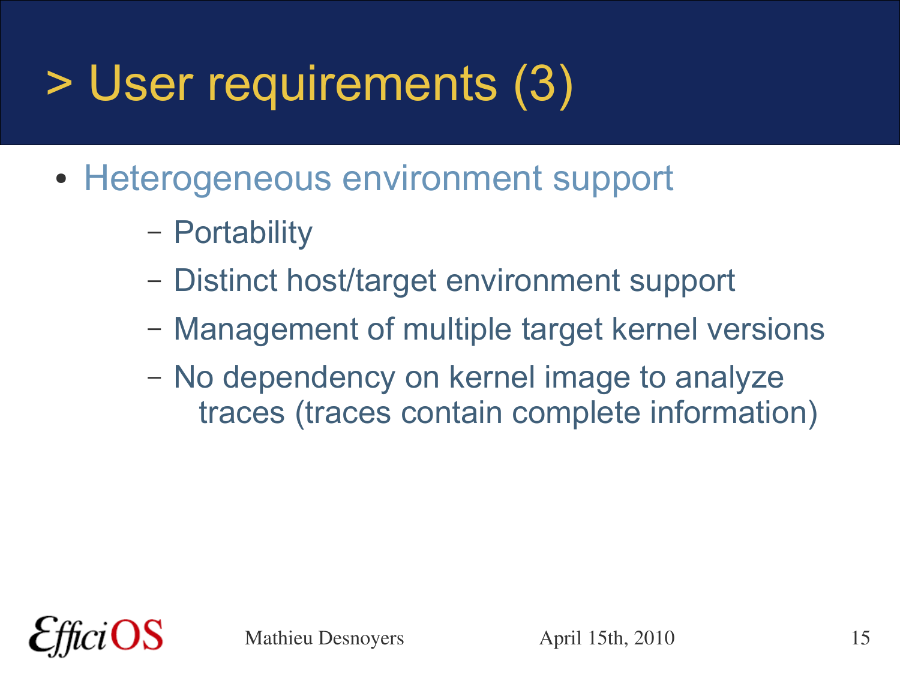# > User requirements (3)

- Heterogeneous environment support
  - Portability
  - Distinct host/target environment support
  - Management of multiple target kernel versions
  - No dependency on kernel image to analyze traces (traces contain complete information)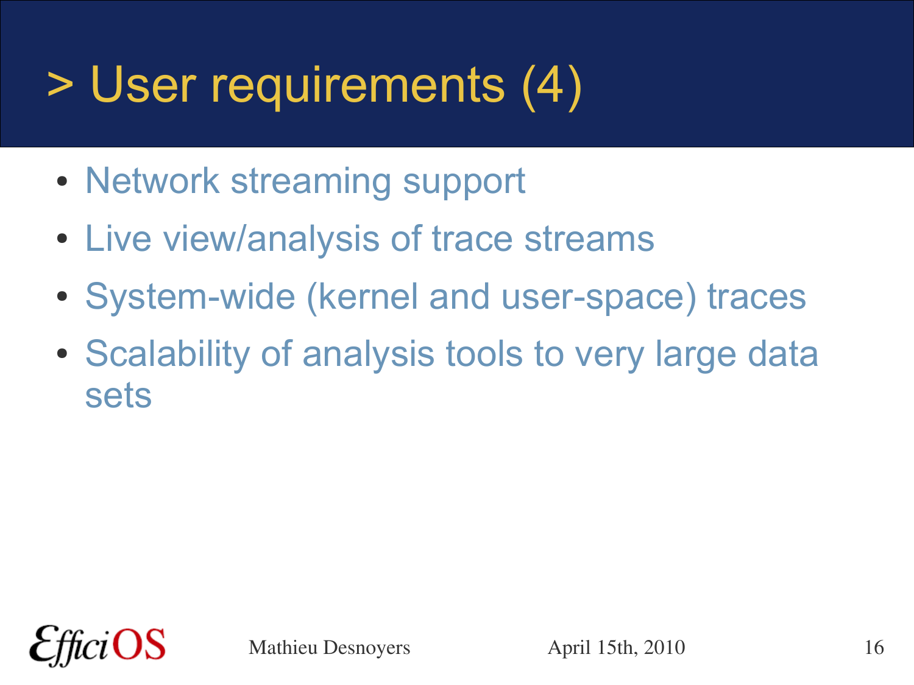# > User requirements (4)

- Network streaming support
- Live view/analysis of trace streams
- System-wide (kernel and user-space) traces
- Scalability of analysis tools to very large data sets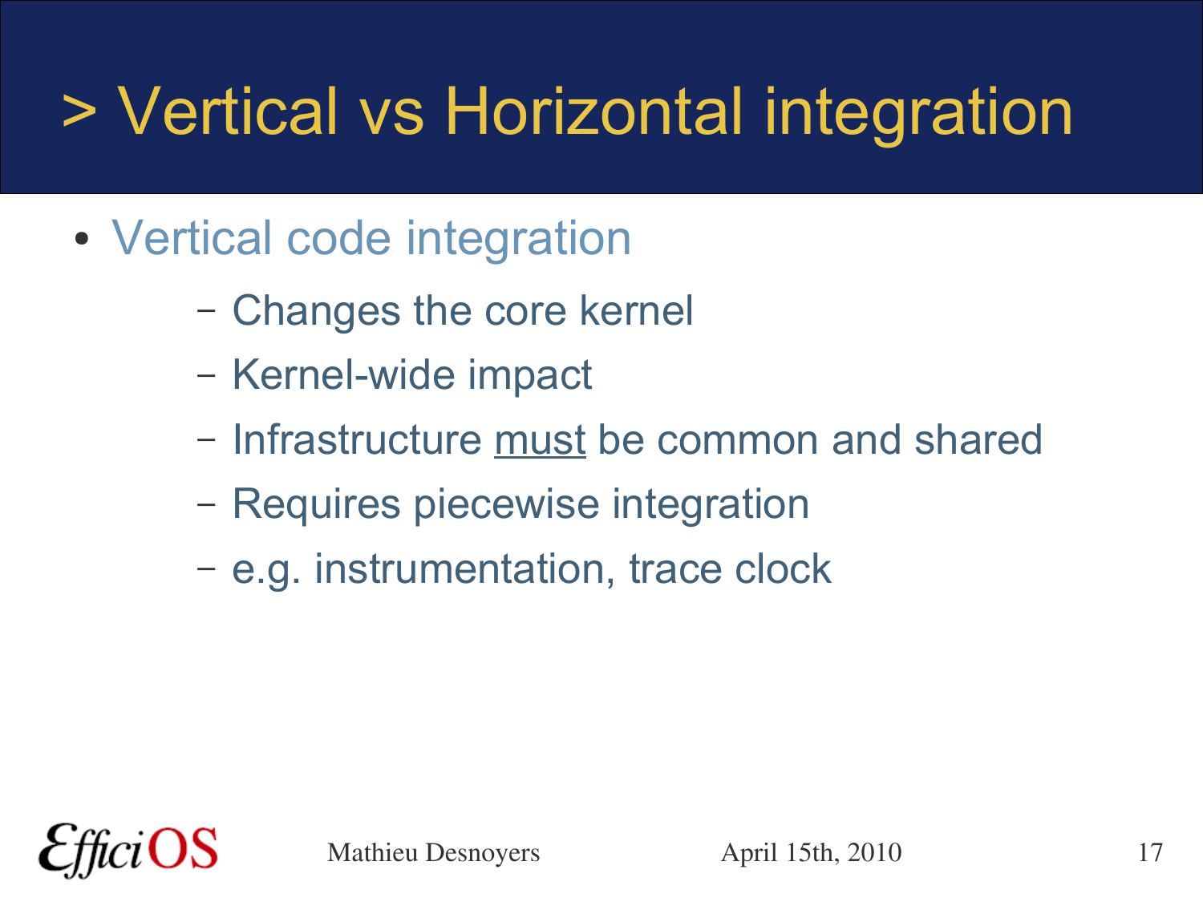# > Vertical vs Horizontal integration

- Vertical code integration
  - Changes the core kernel
  - Kernel-wide impact
  - Infrastructure <u>must</u> be common and shared
  - Requires piecewise integration
  - e.g. instrumentation, trace clock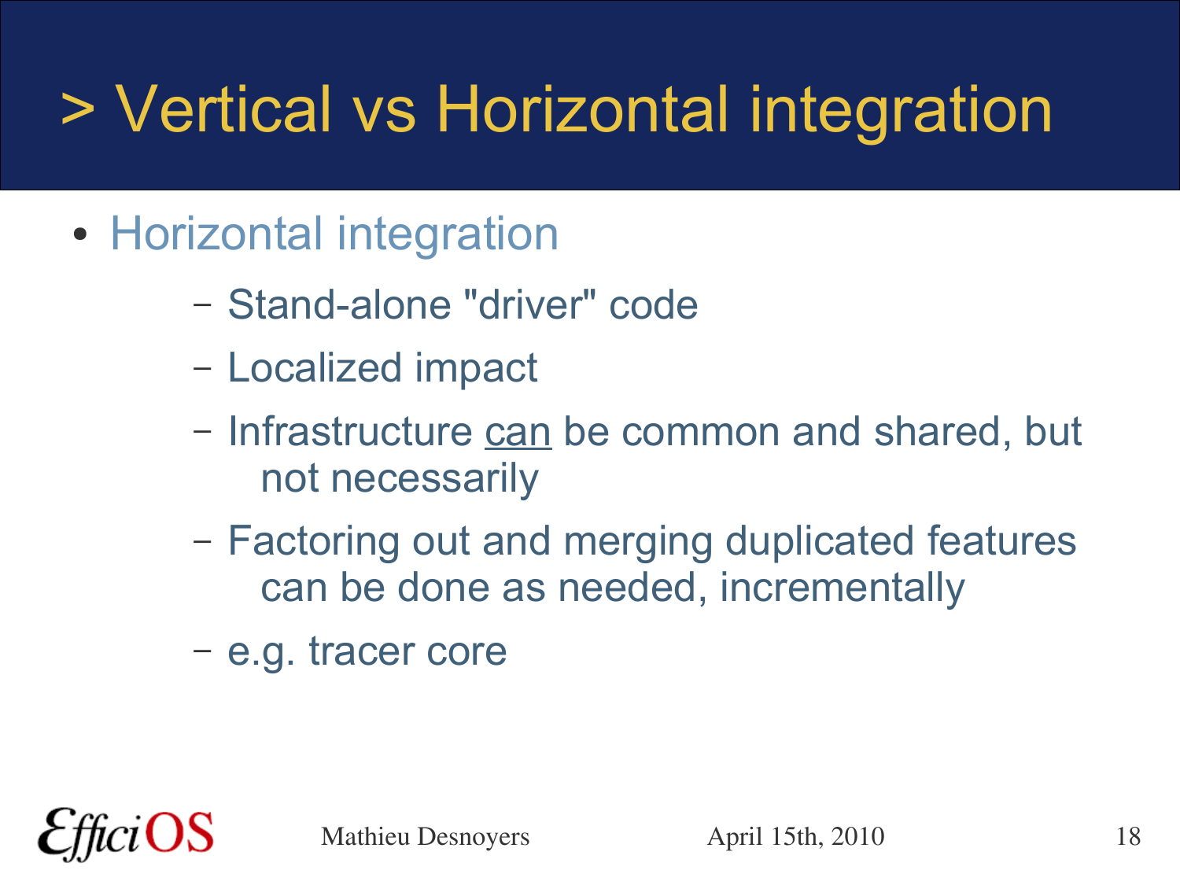# > Vertical vs Horizontal integration

- Horizontal integration
  - Stand-alone "driver" code
  - Localized impact
  - Infrastructure <u>can</u> be common and shared, but not necessarily
  - Factoring out and merging duplicated features can be done as needed, incrementally
  - e.g. tracer core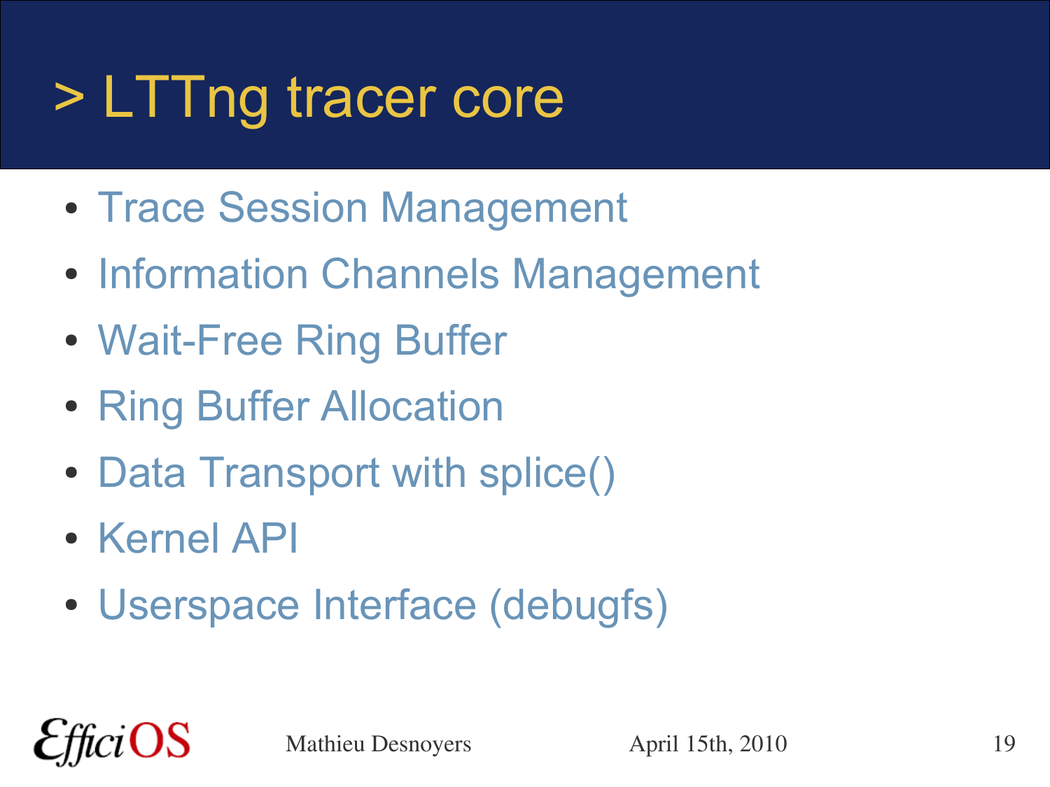# > LTTng tracer core

- Trace Session Management
- Information Channels Management
- Wait-Free Ring Buffer
- Ring Buffer Allocation
- Data Transport with splice()
- Kernel API
- Userspace Interface (debugfs)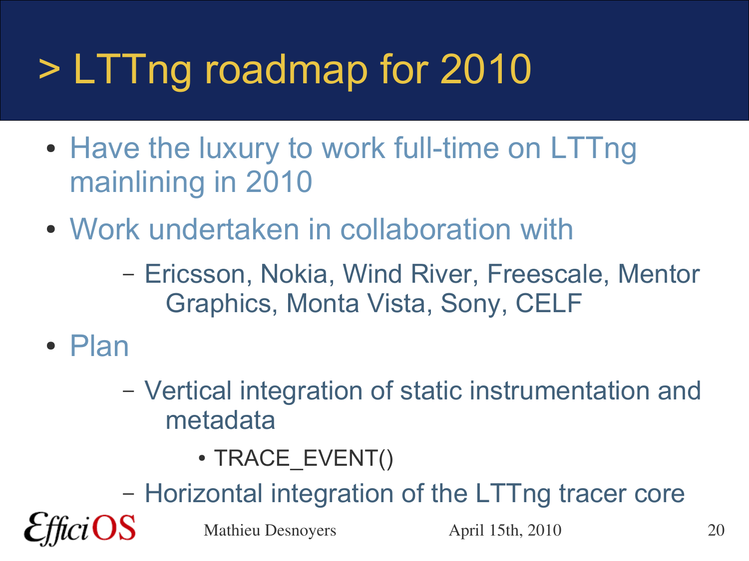# > LTTng roadmap for 2010

- Have the luxury to work full-time on LTTng mainlining in 2010
- Work undertaken in collaboration with
  - Ericsson, Nokia, Wind River, Freescale, Mentor Graphics, Monta Vista, Sony, CELF
- Plan
  - Vertical integration of static instrumentation and metadata
    - TRACE_EVENT()
  - Horizontal integration of the LTTng tracer core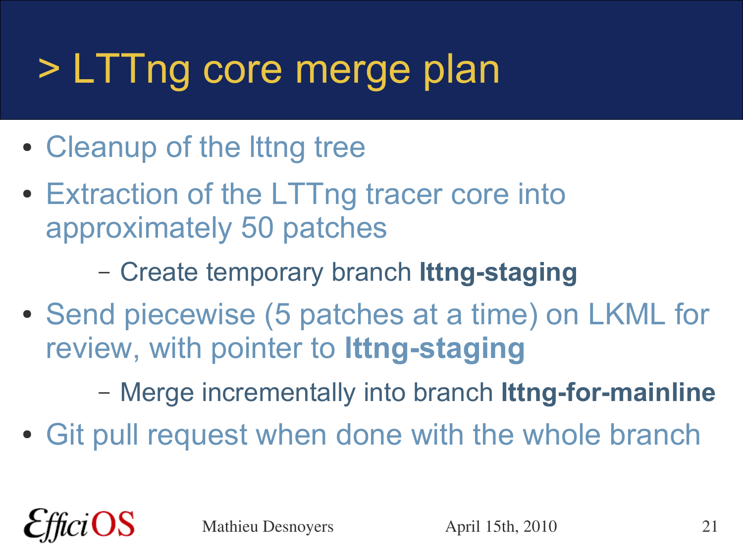# > LTTng core merge plan

- Cleanup of the lttng tree
- Extraction of the LTTng tracer core into approximately 50 patches
  - Create temporary branch **lttng-staging**
- Send piecewise (5 patches at a time) on LKML for review, with pointer to **lttng-staging**
  - Merge incrementally into branch **lttng-for-mainline**
- Git pull request when done with the whole branch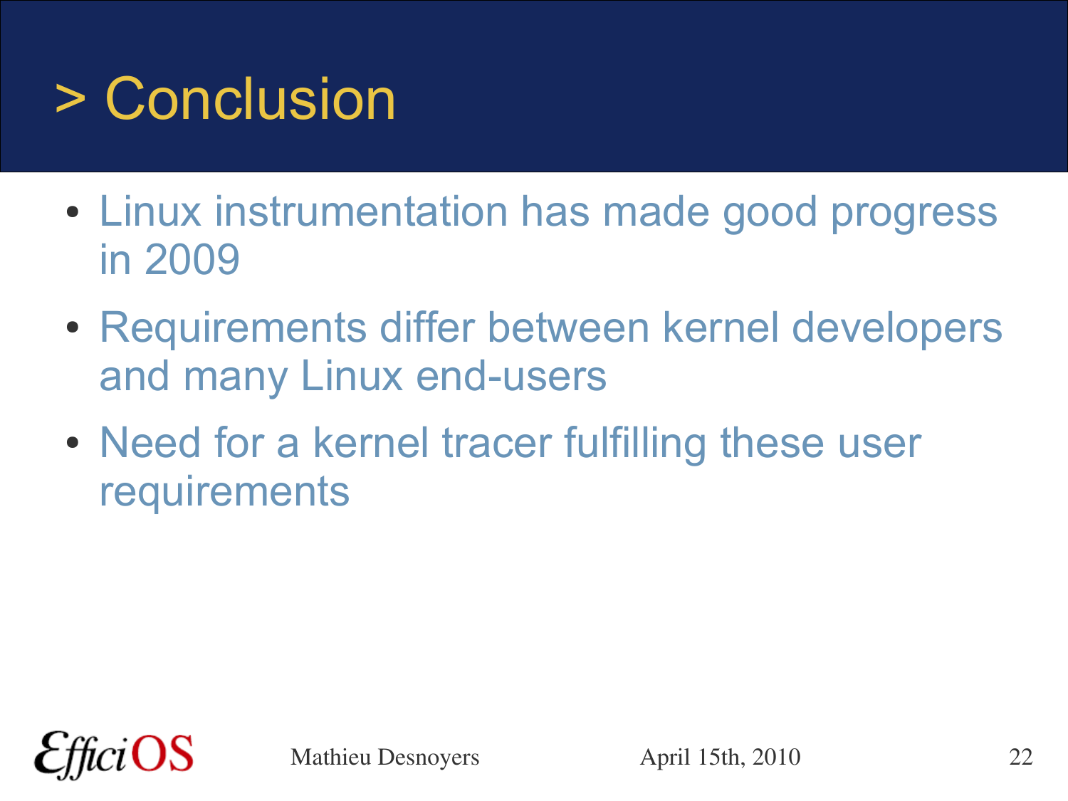# > Conclusion

- Linux instrumentation has made good progress in 2009
- Requirements differ between kernel developers and many Linux end-users
- Need for a kernel tracer fulfilling these user requirements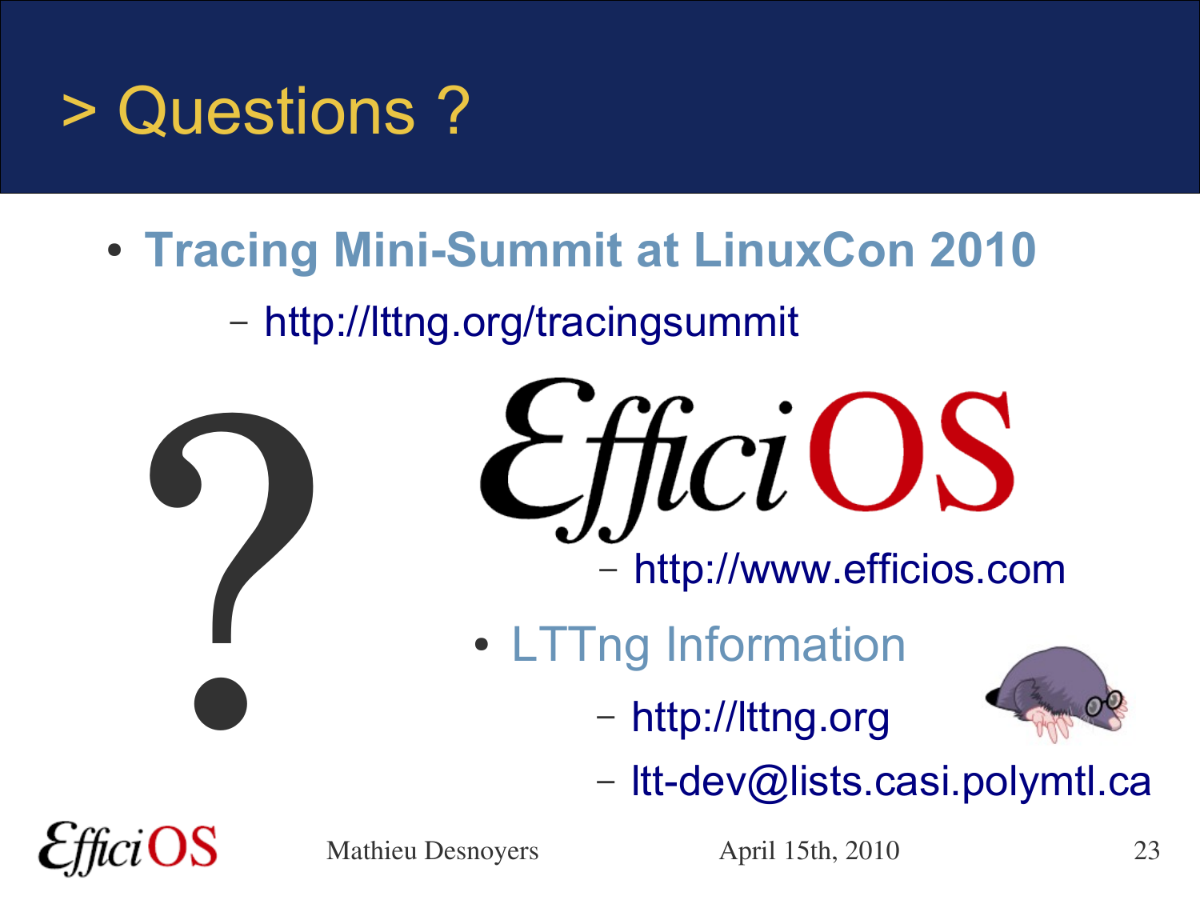# > Questions ?

- **Tracing Mini-Summit at LinuxCon 2010**
  - http://lttng.org/tracingsummit

EfficiOS

  - http://www.efficios.com

- LTTng Information
  - http://lttng.org
  - ltt-dev@lists.casi.polymtl.ca